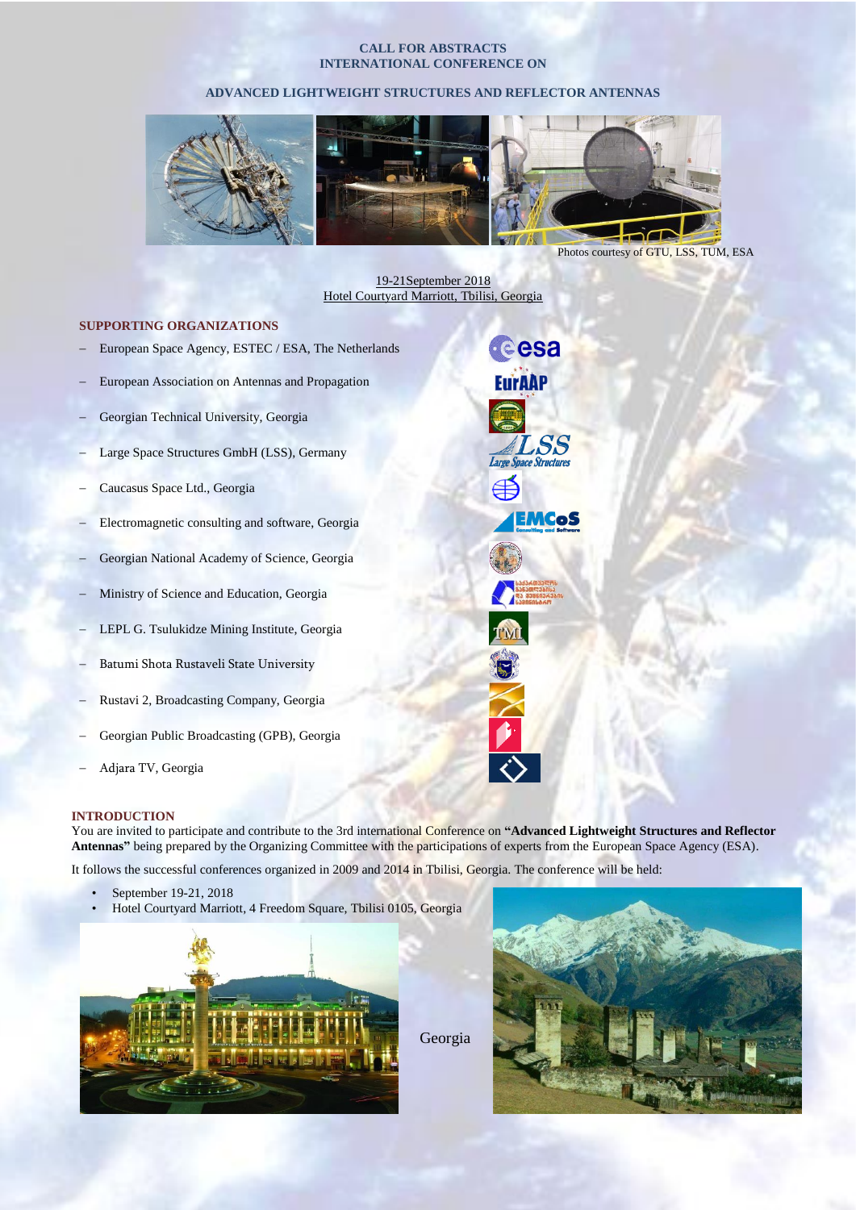# CALL FOR ABSTRACTS
# INTERNATIONAL CONFERENCE ON

## ADVANCED LIGHTWEIGHT STRUCTURES AND REFLECTOR ANTENNAS

Photos courtesy of GTU, LSS, TUM, ESA

19-21September 2018
Hotel Courtyard Marriott, Tbilisi, Georgia

### SUPPORTING ORGANIZATIONS

- European Space Agency, ESTEC / ESA, The Netherlands
- European Association on Antennas and Propagation
- Georgian Technical University, Georgia
- Large Space Structures GmbH (LSS), Germany
- Caucasus Space Ltd., Georgia
- Electromagnetic consulting and software, Georgia
- Georgian National Academy of Science, Georgia
- Ministry of Science and Education, Georgia
- LEPL G. Tsulukidze Mining Institute, Georgia
- Batumi Shota Rustaveli State University
- Rustavi 2, Broadcasting Company, Georgia
- Georgian Public Broadcasting (GPB), Georgia
- Adjara TV, Georgia

### INTRODUCTION

You are invited to participate and contribute to the 3rd international Conference on **"Advanced Lightweight Structures and Reflector Antennas"** being prepared by the Organizing Committee with the participations of experts from the European Space Agency (ESA).

It follows the successful conferences organized in 2009 and 2014 in Tbilisi, Georgia. The conference will be held:

- September 19-21, 2018
- Hotel Courtyard Marriott, 4 Freedom Square, Tbilisi 0105, Georgia

Georgia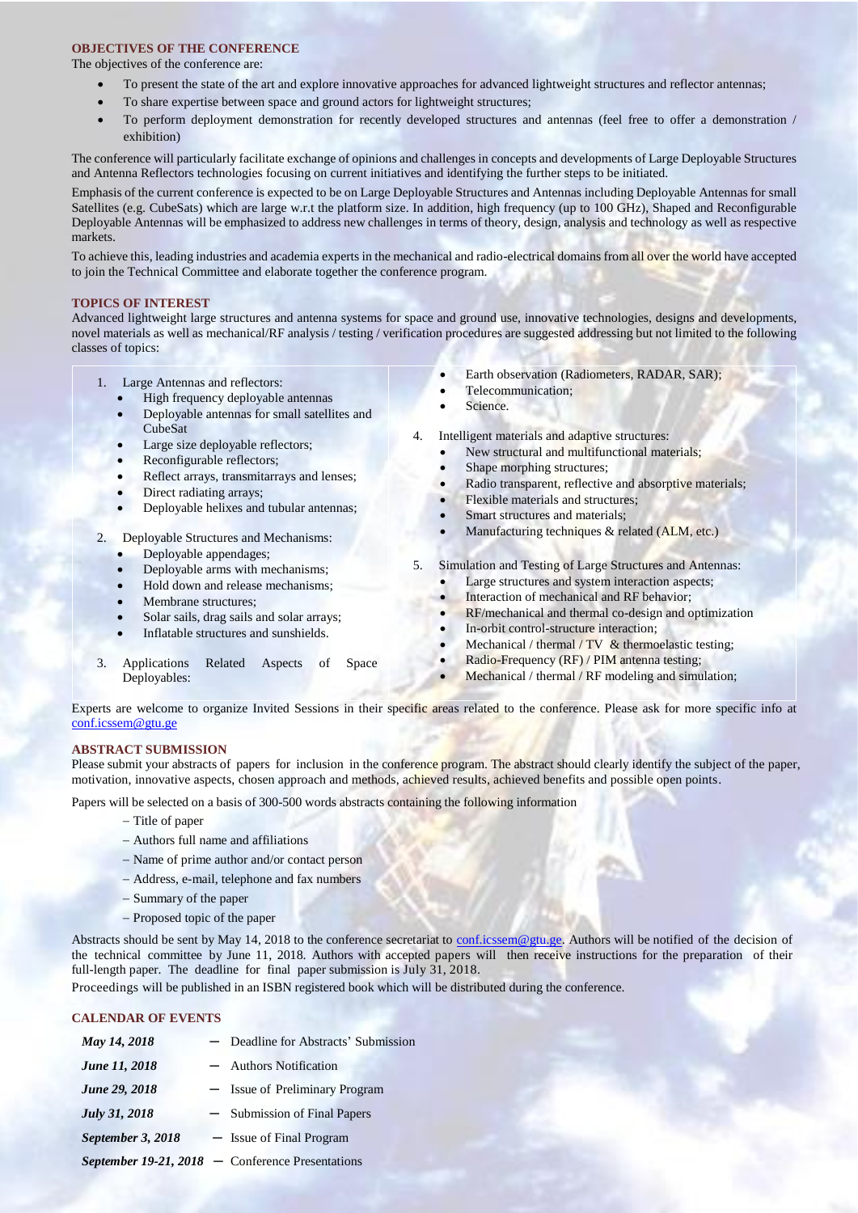## OBJECTIVES OF THE CONFERENCE

The objectives of the conference are:

- To present the state of the art and explore innovative approaches for advanced lightweight structures and reflector antennas;
- To share expertise between space and ground actors for lightweight structures;
- To perform deployment demonstration for recently developed structures and antennas (feel free to offer a demonstration / exhibition)

The conference will particularly facilitate exchange of opinions and challenges in concepts and developments of Large Deployable Structures and Antenna Reflectors technologies focusing on current initiatives and identifying the further steps to be initiated.

Emphasis of the current conference is expected to be on Large Deployable Structures and Antennas including Deployable Antennas for small Satellites (e.g. CubeSats) which are large w.r.t the platform size. In addition, high frequency (up to 100 GHz), Shaped and Reconfigurable Deployable Antennas will be emphasized to address new challenges in terms of theory, design, analysis and technology as well as respective markets.

To achieve this, leading industries and academia experts in the mechanical and radio-electrical domains from all over the world have accepted to join the Technical Committee and elaborate together the conference program.

## TOPICS OF INTEREST

Advanced lightweight large structures and antenna systems for space and ground use, innovative technologies, designs and developments, novel materials as well as mechanical/RF analysis / testing / verification procedures are suggested addressing but not limited to the following classes of topics:

1. Large Antennas and reflectors:
   - High frequency deployable antennas
   - Deployable antennas for small satellites and CubeSat
   - Large size deployable reflectors;
   - Reconfigurable reflectors;
   - Reflect arrays, transmitarrays and lenses;
   - Direct radiating arrays;
   - Deployable helixes and tubular antennas;
2. Deployable Structures and Mechanisms:
   - Deployable appendages;
   - Deployable arms with mechanisms;
   - Hold down and release mechanisms;
   - Membrane structures;
   - Solar sails, drag sails and solar arrays;
   - Inflatable structures and sunshields.
3. Applications Related Aspects of Space Deployables:
   - Earth observation (Radiometers, RADAR, SAR);
   - Telecommunication;
   - Science.
4. Intelligent materials and adaptive structures:
   - New structural and multifunctional materials;
   - Shape morphing structures;
   - Radio transparent, reflective and absorptive materials;
   - Flexible materials and structures;
   - Smart structures and materials;
   - Manufacturing techniques & related (ALM, etc.)
5. Simulation and Testing of Large Structures and Antennas:
   - Large structures and system interaction aspects;
   - Interaction of mechanical and RF behavior;
   - RF/mechanical and thermal co-design and optimization
   - In-orbit control-structure interaction;
   - Mechanical / thermal / TV & thermoelastic testing;
   - Radio-Frequency (RF) / PIM antenna testing;
   - Mechanical / thermal / RF modeling and simulation;

Experts are welcome to organize Invited Sessions in their specific areas related to the conference. Please ask for more specific info at conf.icssem@gtu.ge

## ABSTRACT SUBMISSION

Please submit your abstracts of papers for inclusion in the conference program. The abstract should clearly identify the subject of the paper, motivation, innovative aspects, chosen approach and methods, achieved results, achieved benefits and possible open points.

Papers will be selected on a basis of 300-500 words abstracts containing the following information

- Title of paper
- Authors full name and affiliations
- Name of prime author and/or contact person
- Address, e-mail, telephone and fax numbers
- Summary of the paper
- Proposed topic of the paper

Abstracts should be sent by May 14, 2018 to the conference secretariat to conf.icssem@gtu.ge. Authors will be notified of the decision of the technical committee by June 11, 2018. Authors with accepted papers will then receive instructions for the preparation of their full-length paper. The deadline for final paper submission is July 31, 2018.

Proceedings will be published in an ISBN registered book which will be distributed during the conference.

## CALENDAR OF EVENTS

| | |
|---|---|
| ***May 14, 2018*** | – Deadline for Abstracts' Submission |
| ***June 11, 2018*** | – Authors Notification |
| ***June 29, 2018*** | – Issue of Preliminary Program |
| ***July 31, 2018*** | – Submission of Final Papers |
| ***September 3, 2018*** | – Issue of Final Program |
| ***September 19-21, 2018*** | – Conference Presentations |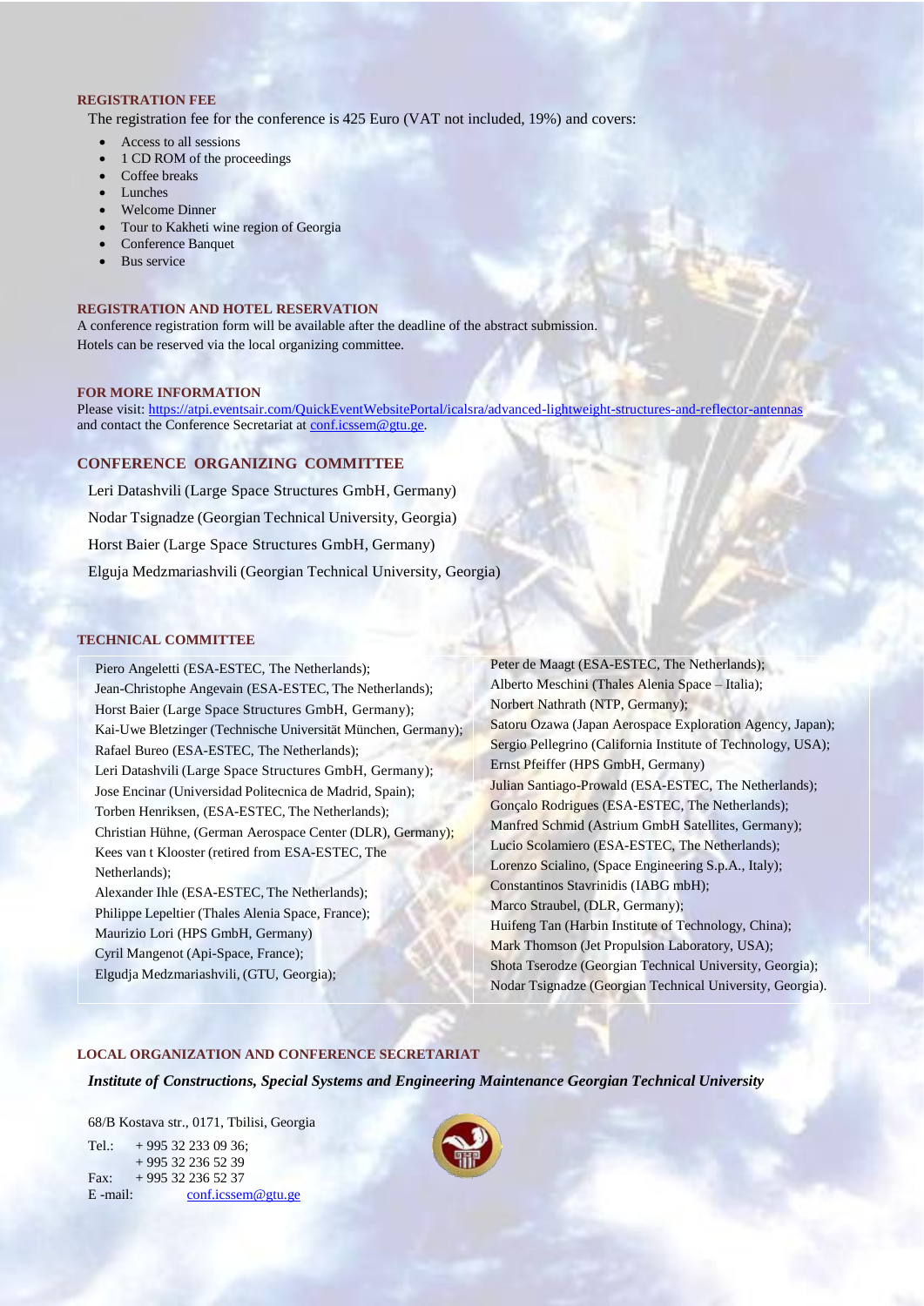### REGISTRATION FEE

The registration fee for the conference is 425 Euro (VAT not included, 19%) and covers:

- Access to all sessions
- 1 CD ROM of the proceedings
- Coffee breaks
- Lunches
- Welcome Dinner
- Tour to Kakheti wine region of Georgia
- Conference Banquet
- Bus service

### REGISTRATION AND HOTEL RESERVATION

A conference registration form will be available after the deadline of the abstract submission.
Hotels can be reserved via the local organizing committee.

### FOR MORE INFORMATION

Please visit: https://atpi.eventsair.com/QuickEventWebsitePortal/icalsra/advanced-lightweight-structures-and-reflector-antennas and contact the Conference Secretariat at conf.icssem@gtu.ge.

## CONFERENCE ORGANIZING COMMITTEE

Leri Datashvili (Large Space Structures GmbH, Germany)

Nodar Tsignadze (Georgian Technical University, Georgia)

Horst Baier (Large Space Structures GmbH, Germany)

Elguja Medzmariashvili (Georgian Technical University, Georgia)

### TECHNICAL COMMITTEE

Piero Angeletti (ESA-ESTEC, The Netherlands);
Jean-Christophe Angevain (ESA-ESTEC, The Netherlands);
Horst Baier (Large Space Structures GmbH, Germany);
Kai-Uwe Bletzinger (Technische Universität München, Germany);
Rafael Bureo (ESA-ESTEC, The Netherlands);
Leri Datashvili (Large Space Structures GmbH, Germany);
Jose Encinar (Universidad Politecnica de Madrid, Spain);
Torben Henriksen, (ESA-ESTEC, The Netherlands);
Christian Hühne, (German Aerospace Center (DLR), Germany);
Kees van t Klooster (retired from ESA-ESTEC, The Netherlands);
Alexander Ihle (ESA-ESTEC, The Netherlands);
Philippe Lepeltier (Thales Alenia Space, France);
Maurizio Lori (HPS GmbH, Germany)
Cyril Mangenot (Api-Space, France);
Elgudja Medzmariashvili, (GTU, Georgia);
Peter de Maagt (ESA-ESTEC, The Netherlands);
Alberto Meschini (Thales Alenia Space – Italia);
Norbert Nathrath (NTP, Germany);
Satoru Ozawa (Japan Aerospace Exploration Agency, Japan);
Sergio Pellegrino (California Institute of Technology, USA);
Ernst Pfeiffer (HPS GmbH, Germany)
Julian Santiago-Prowald (ESA-ESTEC, The Netherlands);
Gonçalo Rodrigues (ESA-ESTEC, The Netherlands);
Manfred Schmid (Astrium GmbH Satellites, Germany);
Lucio Scolamiero (ESA-ESTEC, The Netherlands);
Lorenzo Scialino, (Space Engineering S.p.A., Italy);
Constantinos Stavrinidis (IABG mbH);
Marco Straubel, (DLR, Germany);
Huifeng Tan (Harbin Institute of Technology, China);
Mark Thomson (Jet Propulsion Laboratory, USA);
Shota Tserodze (Georgian Technical University, Georgia);
Nodar Tsignadze (Georgian Technical University, Georgia).

### LOCAL ORGANIZATION AND CONFERENCE SECRETARIAT

***Institute of Constructions, Special Systems and Engineering Maintenance Georgian Technical University***

68/B Kostava str., 0171, Tbilisi, Georgia

Tel.: + 995 32 233 09 36;
+ 995 32 236 52 39
Fax: + 995 32 236 52 37
E -mail: conf.icssem@gtu.ge